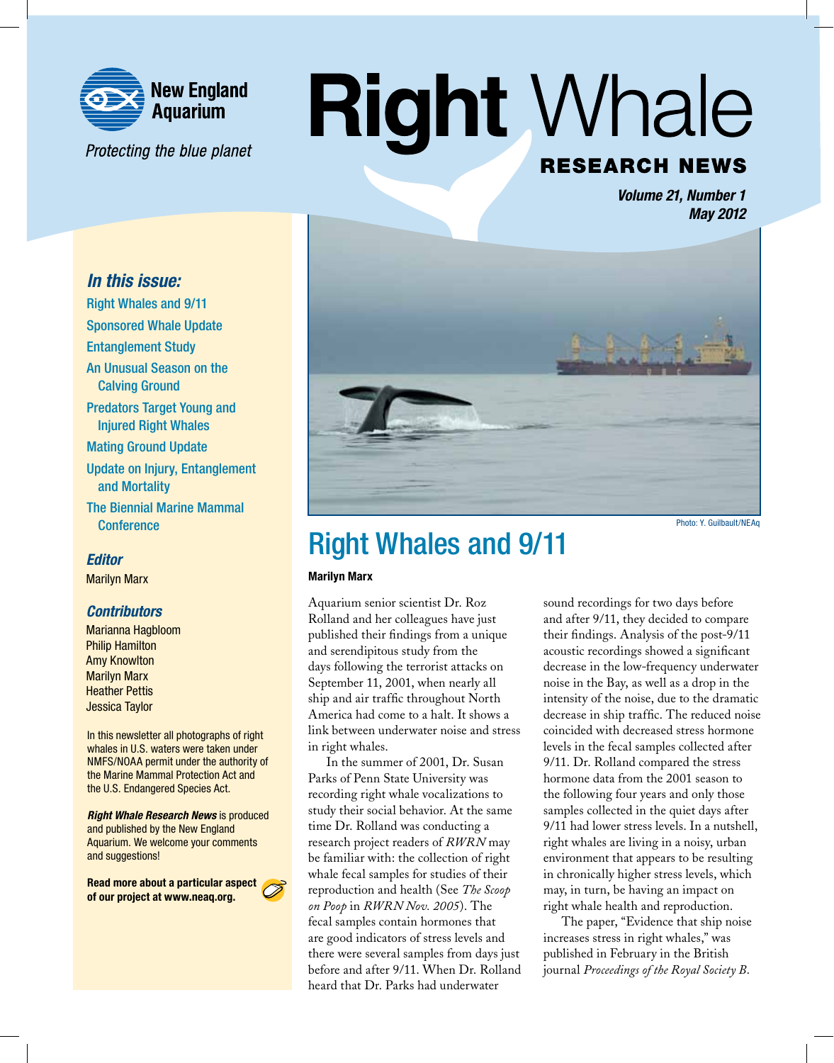New England Aquarium

*Protecting the blue planet*

# Right Whale RESEARCH NEWS

***Volume 21, Number 1***
***May 2012***

### *In this issue:*

- Right Whales and 9/11
- Sponsored Whale Update
- Entanglement Study
- An Unusual Season on the Calving Ground
- Predators Target Young and Injured Right Whales
- Mating Ground Update
- Update on Injury, Entanglement and Mortality
- The Biennial Marine Mammal Conference

### *Editor*

Marilyn Marx

### *Contributors*

Marianna Hagbloom
Philip Hamilton
Amy Knowlton
Marilyn Marx
Heather Pettis
Jessica Taylor

In this newsletter all photographs of right whales in U.S. waters were taken under NMFS/NOAA permit under the authority of the Marine Mammal Protection Act and the U.S. Endangered Species Act.

***Right Whale Research News*** is produced and published by the New England Aquarium. We welcome your comments and suggestions!

**Read more about a particular aspect of our project at www.neaq.org.**

Photo: Y. Guilbault/NEAq

## Right Whales and 9/11

**Marilyn Marx**

Aquarium senior scientist Dr. Roz Rolland and her colleagues have just published their findings from a unique and serendipitous study from the days following the terrorist attacks on September 11, 2001, when nearly all ship and air traffic throughout North America had come to a halt. It shows a link between underwater noise and stress in right whales.

In the summer of 2001, Dr. Susan Parks of Penn State University was recording right whale vocalizations to study their social behavior. At the same time Dr. Rolland was conducting a research project readers of *RWRN* may be familiar with: the collection of right whale fecal samples for studies of their reproduction and health (See *The Scoop on Poop* in *RWRN Nov. 2005*). The fecal samples contain hormones that are good indicators of stress levels and there were several samples from days just before and after 9/11. When Dr. Rolland heard that Dr. Parks had underwater sound recordings for two days before and after 9/11, they decided to compare their findings. Analysis of the post-9/11 acoustic recordings showed a significant decrease in the low-frequency underwater noise in the Bay, as well as a drop in the intensity of the noise, due to the dramatic decrease in ship traffic. The reduced noise coincided with decreased stress hormone levels in the fecal samples collected after 9/11. Dr. Rolland compared the stress hormone data from the 2001 season to the following four years and only those samples collected in the quiet days after 9/11 had lower stress levels. In a nutshell, right whales are living in a noisy, urban environment that appears to be resulting in chronically higher stress levels, which may, in turn, be having an impact on right whale health and reproduction.

The paper, "Evidence that ship noise increases stress in right whales," was published in February in the British journal *Proceedings of the Royal Society B.*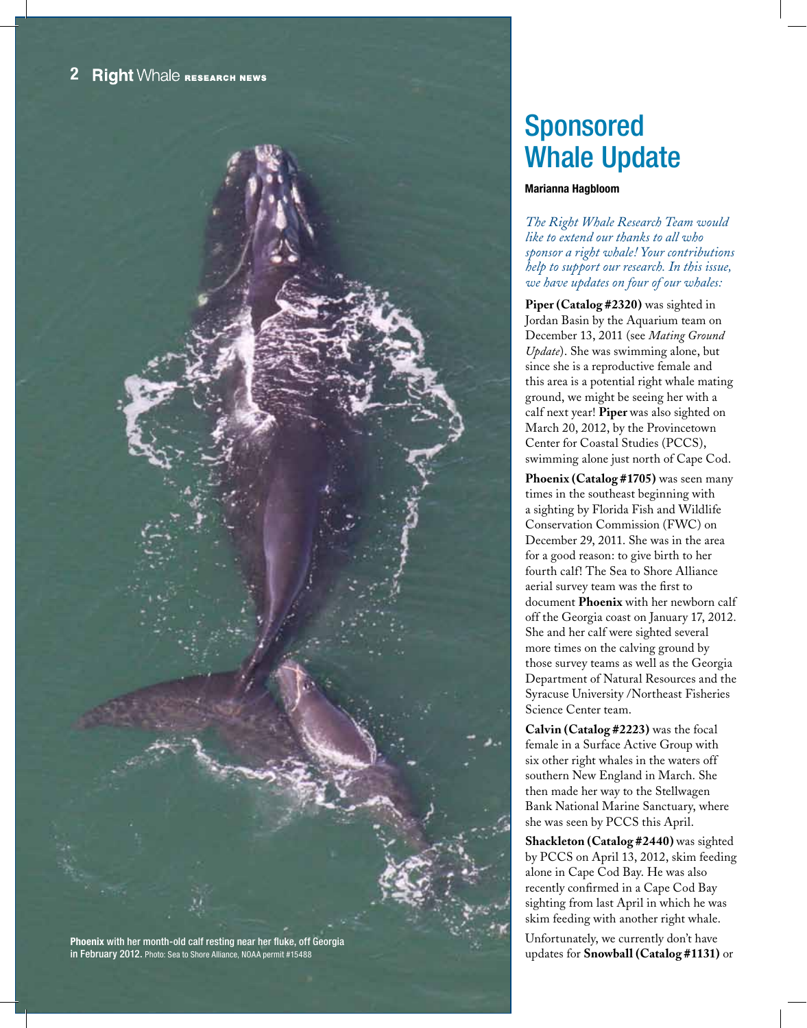Phoenix with her month-old calf resting near her fluke, off Georgia in February 2012. Photo: Sea to Shore Alliance, NOAA permit #15488

# Sponsored Whale Update

**Marianna Hagbloom**

*The Right Whale Research Team would like to extend our thanks to all who sponsor a right whale! Your contributions help to support our research. In this issue, we have updates on four of our whales:*

**Piper (Catalog #2320)** was sighted in Jordan Basin by the Aquarium team on December 13, 2011 (see *Mating Ground Update*). She was swimming alone, but since she is a reproductive female and this area is a potential right whale mating ground, we might be seeing her with a calf next year! **Piper** was also sighted on March 20, 2012, by the Provincetown Center for Coastal Studies (PCCS), swimming alone just north of Cape Cod.

**Phoenix (Catalog #1705)** was seen many times in the southeast beginning with a sighting by Florida Fish and Wildlife Conservation Commission (FWC) on December 29, 2011. She was in the area for a good reason: to give birth to her fourth calf! The Sea to Shore Alliance aerial survey team was the first to document **Phoenix** with her newborn calf off the Georgia coast on January 17, 2012. She and her calf were sighted several more times on the calving ground by those survey teams as well as the Georgia Department of Natural Resources and the Syracuse University /Northeast Fisheries Science Center team.

**Calvin (Catalog #2223)** was the focal female in a Surface Active Group with six other right whales in the waters off southern New England in March. She then made her way to the Stellwagen Bank National Marine Sanctuary, where she was seen by PCCS this April.

**Shackleton (Catalog #2440)** was sighted by PCCS on April 13, 2012, skim feeding alone in Cape Cod Bay. He was also recently confirmed in a Cape Cod Bay sighting from last April in which he was skim feeding with another right whale.

Unfortunately, we currently don't have updates for **Snowball (Catalog #1131)** or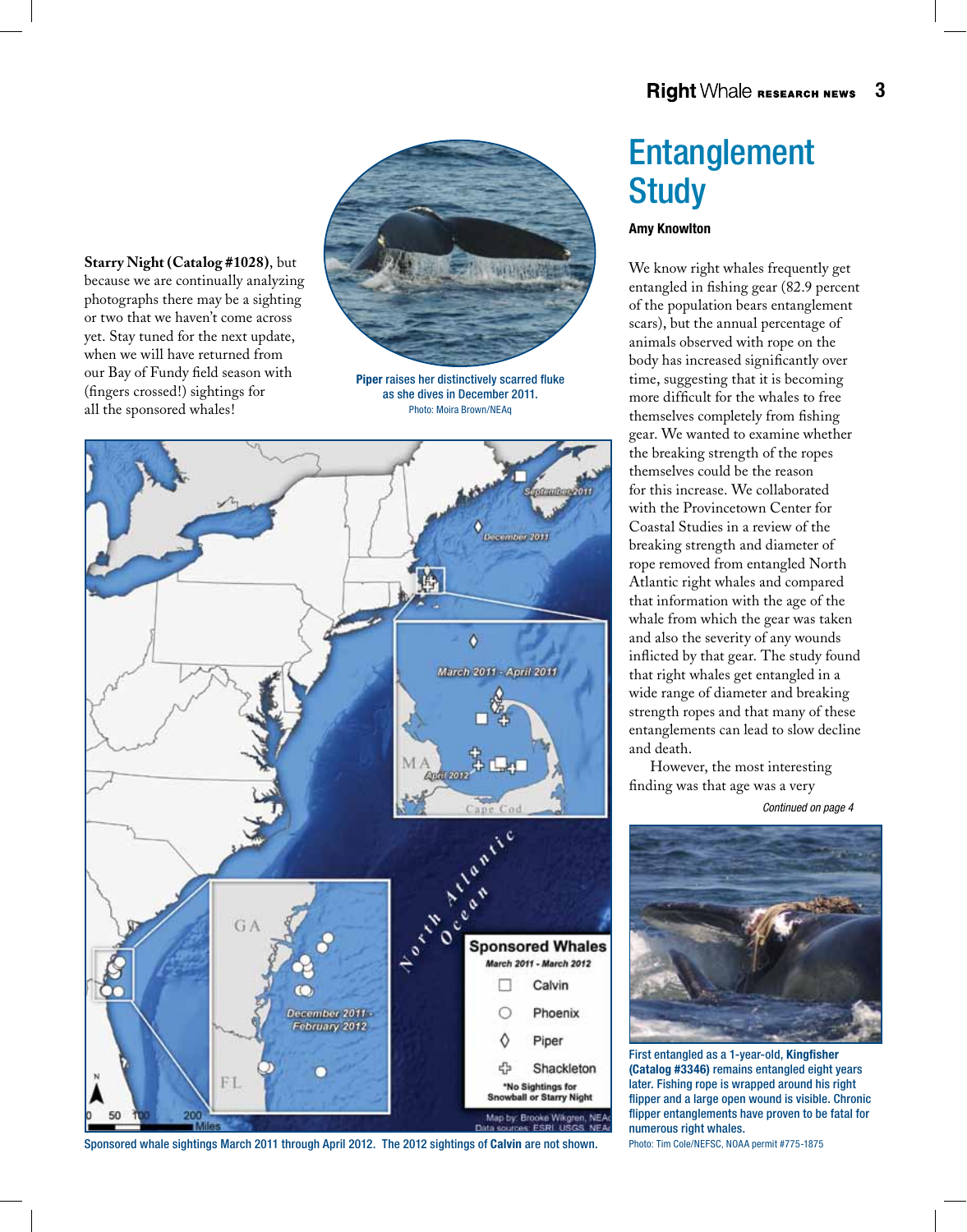**Starry Night (Catalog #1028)**, but because we are continually analyzing photographs there may be a sighting or two that we haven't come across yet. Stay tuned for the next update, when we will have returned from our Bay of Fundy field season with (fingers crossed!) sightings for all the sponsored whales!

**Piper** raises her distinctively scarred fluke as she dives in December 2011.
Photo: Moira Brown/NEAq

Sponsored whale sightings March 2011 through April 2012. The 2012 sightings of **Calvin** are not shown.

# Entanglement Study

**Amy Knowlton**

We know right whales frequently get entangled in fishing gear (82.9 percent of the population bears entanglement scars), but the annual percentage of animals observed with rope on the body has increased significantly over time, suggesting that it is becoming more difficult for the whales to free themselves completely from fishing gear. We wanted to examine whether the breaking strength of the ropes themselves could be the reason for this increase. We collaborated with the Provincetown Center for Coastal Studies in a review of the breaking strength and diameter of rope removed from entangled North Atlantic right whales and compared that information with the age of the whale from which the gear was taken and also the severity of any wounds inflicted by that gear. The study found that right whales get entangled in a wide range of diameter and breaking strength ropes and that many of these entanglements can lead to slow decline and death.

However, the most interesting finding was that age was a very

*Continued on page 4*

First entangled as a 1-year-old, **Kingfisher (Catalog #3346)** remains entangled eight years later. Fishing rope is wrapped around his right flipper and a large open wound is visible. Chronic flipper entanglements have proven to be fatal for numerous right whales.
Photo: Tim Cole/NEFSC, NOAA permit #775-1875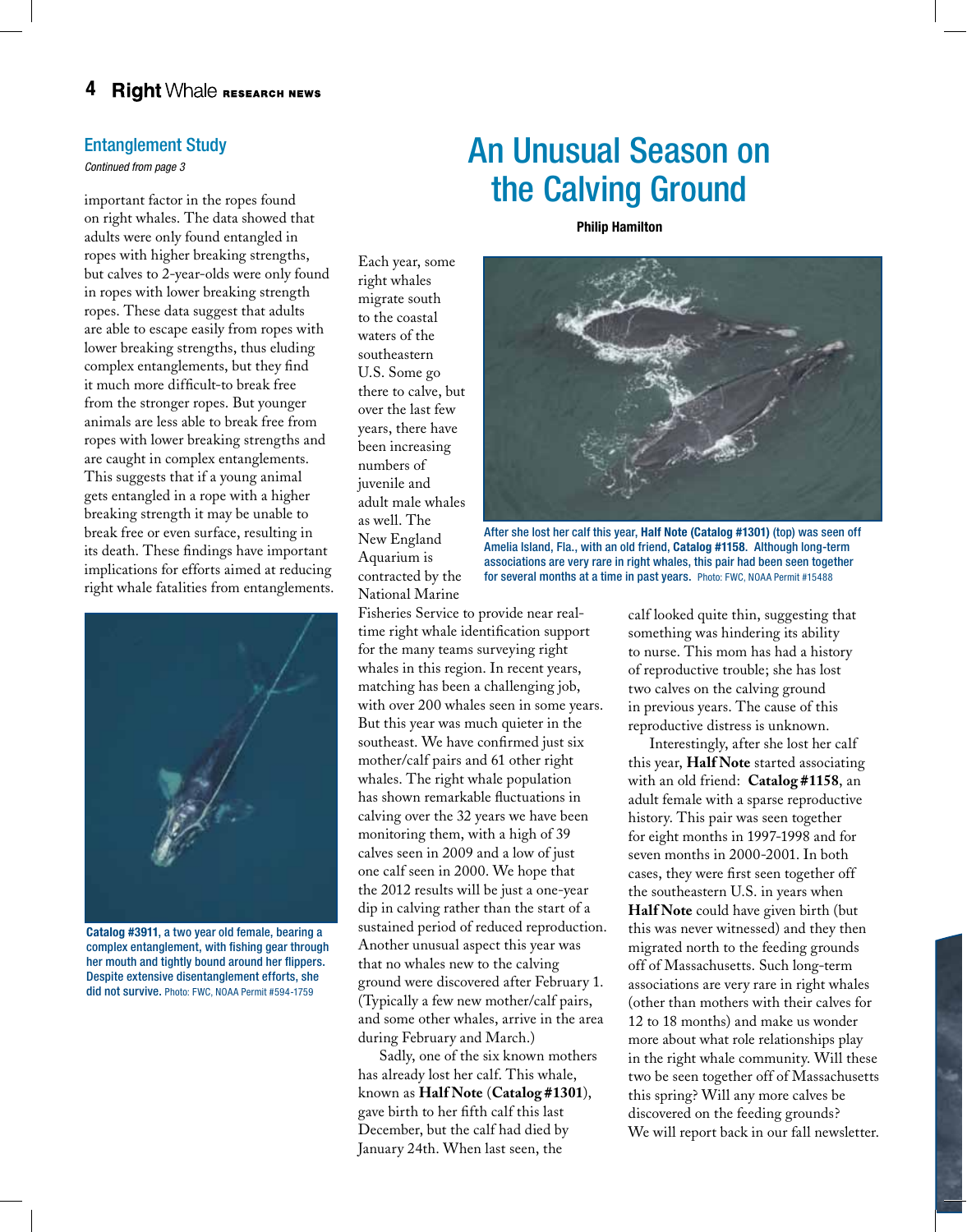## Entanglement Study

*Continued from page 3*

important factor in the ropes found on right whales. The data showed that adults were only found entangled in ropes with higher breaking strengths, but calves to 2-year-olds were only found in ropes with lower breaking strength ropes. These data suggest that adults are able to escape easily from ropes with lower breaking strengths, thus eluding complex entanglements, but they find it much more difficult-to break free from the stronger ropes. But younger animals are less able to break free from ropes with lower breaking strengths and are caught in complex entanglements. This suggests that if a young animal gets entangled in a rope with a higher breaking strength it may be unable to break free or even surface, resulting in its death. These findings have important implications for efforts aimed at reducing right whale fatalities from entanglements.

**Catalog #3911, a two year old female, bearing a complex entanglement, with fishing gear through her mouth and tightly bound around her flippers. Despite extensive disentanglement efforts, she did not survive.** Photo: FWC, NOAA Permit #594-1759

# An Unusual Season on the Calving Ground

**Philip Hamilton**

Each year, some right whales migrate south to the coastal waters of the southeastern U.S. Some go there to calve, but over the last few years, there have been increasing numbers of juvenile and adult male whales as well. The New England Aquarium is contracted by the National Marine Fisheries Service to provide near real-time right whale identification support for the many teams surveying right whales in this region. In recent years, matching has been a challenging job, with over 200 whales seen in some years. But this year was much quieter in the southeast. We have confirmed just six mother/calf pairs and 61 other right whales. The right whale population has shown remarkable fluctuations in calving over the 32 years we have been monitoring them, with a high of 39 calves seen in 2009 and a low of just one calf seen in 2000. We hope that the 2012 results will be just a one-year dip in calving rather than the start of a sustained period of reduced reproduction. Another unusual aspect this year was that no whales new to the calving ground were discovered after February 1. (Typically a few new mother/calf pairs, and some other whales, arrive in the area during February and March.)

Sadly, one of the six known mothers has already lost her calf. This whale, known as **Half Note** (**Catalog #1301**), gave birth to her fifth calf this last December, but the calf had died by January 24th. When last seen, the calf looked quite thin, suggesting that something was hindering its ability to nurse. This mom has had a history of reproductive trouble; she has lost two calves on the calving ground in previous years. The cause of this reproductive distress is unknown.

Interestingly, after she lost her calf this year, **Half Note** started associating with an old friend: **Catalog #1158**, an adult female with a sparse reproductive history. This pair was seen together for eight months in 1997-1998 and for seven months in 2000-2001. In both cases, they were first seen together off the southeastern U.S. in years when **Half Note** could have given birth (but this was never witnessed) and they then migrated north to the feeding grounds off of Massachusetts. Such long-term associations are very rare in right whales (other than mothers with their calves for 12 to 18 months) and make us wonder more about what role relationships play in the right whale community. Will these two be seen together off of Massachusetts this spring? Will any more calves be discovered on the feeding grounds? We will report back in our fall newsletter.

**After she lost her calf this year, Half Note (Catalog #1301) (top) was seen off Amelia Island, Fla., with an old friend, Catalog #1158. Although long-term associations are very rare in right whales, this pair had been seen together for several months at a time in past years.** Photo: FWC, NOAA Permit #15488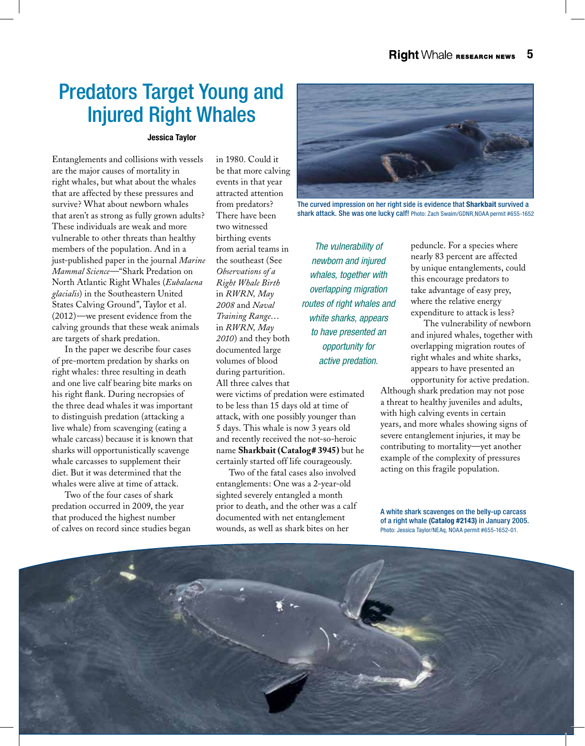# Predators Target Young and Injured Right Whales

**Jessica Taylor**

Entanglements and collisions with vessels are the major causes of mortality in right whales, but what about the whales that are affected by these pressures and survive? What about newborn whales that aren't as strong as fully grown adults? These individuals are weak and more vulnerable to other threats than healthy members of the population. And in a just-published paper in the journal *Marine Mammal Science*—"Shark Predation on North Atlantic Right Whales (*Eubalaena glacialis*) in the Southeastern United States Calving Ground", Taylor et al. (2012)—we present evidence from the calving grounds that these weak animals are targets of shark predation.

In the paper we describe four cases of pre-mortem predation by sharks on right whales: three resulting in death and one live calf bearing bite marks on his right flank. During necropsies of the three dead whales it was important to distinguish predation (attacking a live whale) from scavenging (eating a whale carcass) because it is known that sharks will opportunistically scavenge whale carcasses to supplement their diet. But it was determined that the whales were alive at time of attack.

Two of the four cases of shark predation occurred in 2009, the year that produced the highest number of calves on record since studies began in 1980. Could it be that more calving events in that year attracted attention from predators? There have been two witnessed birthing events from aerial teams in the southeast (See *Observations of a Right Whale Birth* in *RWRN, May 2008* and *Naval Training Range…* in *RWRN, May 2010*) and they both documented large volumes of blood during parturition. All three calves that were victims of predation were estimated to be less than 15 days old at time of attack, with one possibly younger than 5 days. This whale is now 3 years old and recently received the not-so-heroic name **Sharkbait (Catalog# 3945)** but he certainly started off life courageously.

Two of the fatal cases also involved entanglements: One was a 2-year-old sighted severely entangled a month prior to death, and the other was a calf documented with net entanglement wounds, as well as shark bites on her peduncle. For a species where nearly 83 percent are affected by unique entanglements, could this encourage predators to take advantage of easy prey, where the relative energy expenditure to attack is less?

*The vulnerability of newborn and injured whales, together with overlapping migration routes of right whales and white sharks, appears to have presented an opportunity for active predation.*

The vulnerability of newborn and injured whales, together with overlapping migration routes of right whales and white sharks, appears to have presented an opportunity for active predation. Although shark predation may not pose a threat to healthy juveniles and adults, with high calving events in certain years, and more whales showing signs of severe entanglement injuries, it may be contributing to mortality—yet another example of the complexity of pressures acting on this fragile population.

The curved impression on her right side is evidence that **Sharkbait** survived a shark attack. She was one lucky calf! Photo: Zach Swaim/GDNR,NOAA permit #655-1652

A white shark scavenges on the belly-up carcass of a right whale **(Catalog #2143)** in January 2005. Photo: Jessica Taylor/NEAq, NOAA permit #655-1652-01.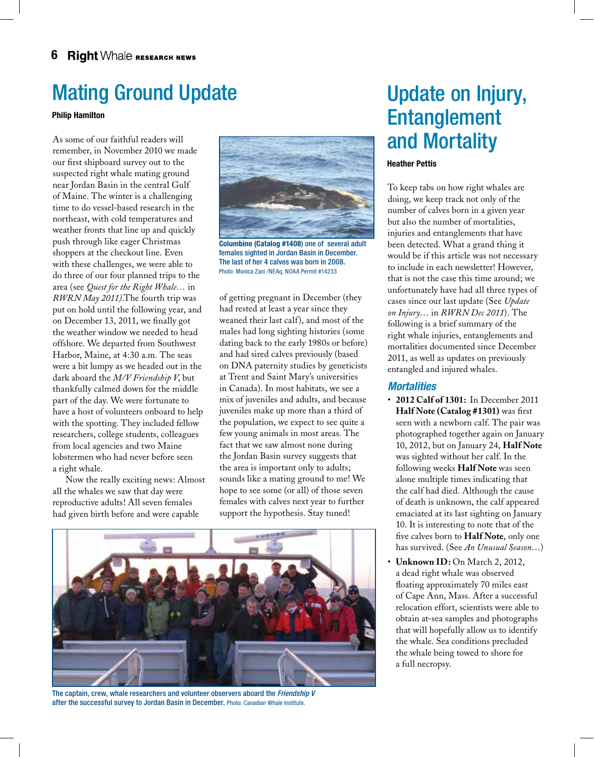# Mating Ground Update

**Philip Hamilton**

As some of our faithful readers will remember, in November 2010 we made our first shipboard survey out to the suspected right whale mating ground near Jordan Basin in the central Gulf of Maine. The winter is a challenging time to do vessel-based research in the northeast, with cold temperatures and weather fronts that line up and quickly push through like eager Christmas shoppers at the checkout line. Even with these challenges, we were able to do three of our four planned trips to the area (see *Quest for the Right Whale…* in *RWRN May 2011)*.The fourth trip was put on hold until the following year, and on December 13, 2011, we finally got the weather window we needed to head offshore. We departed from Southwest Harbor, Maine, at 4:30 a.m. The seas were a bit lumpy as we headed out in the dark aboard the *M/V Friendship V*, but thankfully calmed down for the middle part of the day. We were fortunate to have a host of volunteers onboard to help with the spotting. They included fellow researchers, college students, colleagues from local agencies and two Maine lobstermen who had never before seen a right whale.

Now the really exciting news: Almost all the whales we saw that day were reproductive adults! All seven females had given birth before and were capable of getting pregnant in December (they had rested at least a year since they weaned their last calf), and most of the males had long sighting histories (some dating back to the early 1980s or before) and had sired calves previously (based on DNA paternity studies by geneticists at Trent and Saint Mary's universities in Canada). In most habitats, we see a mix of juveniles and adults, and because juveniles make up more than a third of the population, we expect to see quite a few young animals in most areas. The fact that we saw almost none during the Jordan Basin survey suggests that the area is important only to adults; sounds like a mating ground to me! We hope to see some (or all) of those seven females with calves next year to further support the hypothesis. Stay tuned!

Columbine (Catalog #1408) one of several adult females sighted in Jordan Basin in December. The last of her 4 calves was born in 2008. Photo: Monica Zani /NEAq, NOAA Permit #14233

The captain, crew, whale researchers and volunteer observers aboard the *Friendship V* after the successful survey to Jordan Basin in December. Photo: Canadian Whale Institute.

# Update on Injury, Entanglement and Mortality

**Heather Pettis**

To keep tabs on how right whales are doing, we keep track not only of the number of calves born in a given year but also the number of mortalities, injuries and entanglements that have been detected. What a grand thing it would be if this article was not necessary to include in each newsletter! However, that is not the case this time around; we unfortunately have had all three types of cases since our last update (See *Update on Injury…* in *RWRN Dec 2011*). The following is a brief summary of the right whale injuries, entanglements and mortalities documented since December 2011, as well as updates on previously entangled and injured whales.

## *Mortalities*

- **2012 Calf of 1301:** In December 2011 **Half Note (Catalog #1301)** was first seen with a newborn calf. The pair was photographed together again on January 10, 2012, but on January 24, **Half Note** was sighted without her calf. In the following weeks **Half Note** was seen alone multiple times indicating that the calf had died. Although the cause of death is unknown, the calf appeared emaciated at its last sighting on January 10. It is interesting to note that of the five calves born to **Half Note**, only one has survived. (See *An Unusual Season…*)
- **Unknown ID:** On March 2, 2012, a dead right whale was observed floating approximately 70 miles east of Cape Ann, Mass. After a successful relocation effort, scientists were able to obtain at-sea samples and photographs that will hopefully allow us to identify the whale. Sea conditions precluded the whale being towed to shore for a full necropsy.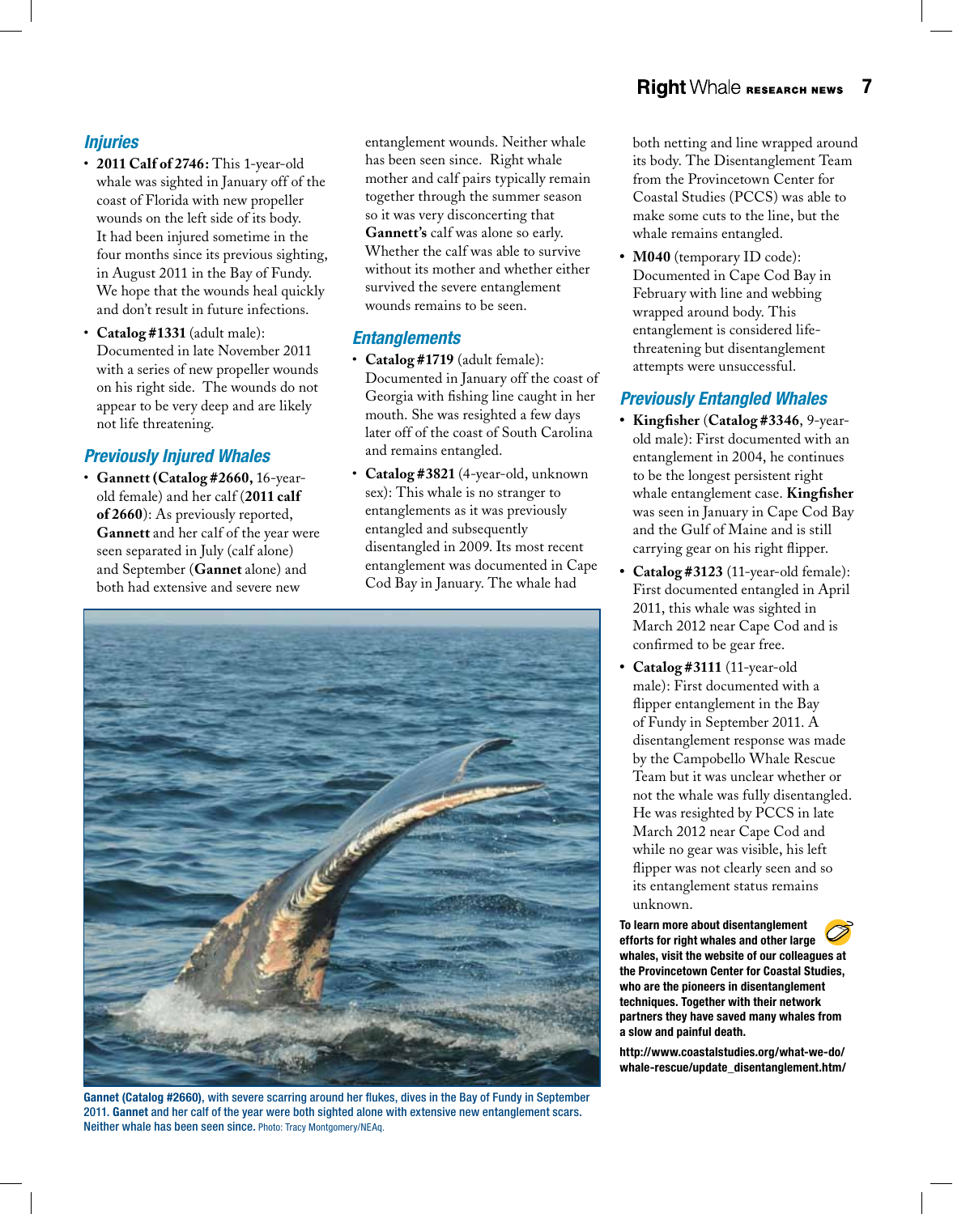## Injuries

- **2011 Calf of 2746:** This 1-year-old whale was sighted in January off of the coast of Florida with new propeller wounds on the left side of its body. It had been injured sometime in the four months since its previous sighting, in August 2011 in the Bay of Fundy. We hope that the wounds heal quickly and don't result in future infections.
- **Catalog #1331** (adult male): Documented in late November 2011 with a series of new propeller wounds on his right side. The wounds do not appear to be very deep and are likely not life threatening.

## Previously Injured Whales

- **Gannett (Catalog #2660,** 16-year-old female) and her calf (**2011 calf of 2660**): As previously reported, **Gannett** and her calf of the year were seen separated in July (calf alone) and September (**Gannet** alone) and both had extensive and severe new entanglement wounds. Neither whale has been seen since. Right whale mother and calf pairs typically remain together through the summer season so it was very disconcerting that **Gannett's** calf was alone so early. Whether the calf was able to survive without its mother and whether either survived the severe entanglement wounds remains to be seen.

## Entanglements

- **Catalog #1719** (adult female): Documented in January off the coast of Georgia with fishing line caught in her mouth. She was resighted a few days later off of the coast of South Carolina and remains entangled.
- **Catalog #3821** (4-year-old, unknown sex): This whale is no stranger to entanglements as it was previously entangled and subsequently disentangled in 2009. Its most recent entanglement was documented in Cape Cod Bay in January. The whale had both netting and line wrapped around its body. The Disentanglement Team from the Provincetown Center for Coastal Studies (PCCS) was able to make some cuts to the line, but the whale remains entangled.
- **M040** (temporary ID code): Documented in Cape Cod Bay in February with line and webbing wrapped around body. This entanglement is considered life-threatening but disentanglement attempts were unsuccessful.

## Previously Entangled Whales

- **Kingfisher** (**Catalog #3346**, 9-year-old male): First documented with an entanglement in 2004, he continues to be the longest persistent right whale entanglement case. **Kingfisher** was seen in January in Cape Cod Bay and the Gulf of Maine and is still carrying gear on his right flipper.
- **Catalog #3123** (11-year-old female): First documented entangled in April 2011, this whale was sighted in March 2012 near Cape Cod and is confirmed to be gear free.
- **Catalog #3111** (11-year-old male): First documented with a flipper entanglement in the Bay of Fundy in September 2011. A disentanglement response was made by the Campobello Whale Rescue Team but it was unclear whether or not the whale was fully disentangled. He was resighted by PCCS in late March 2012 near Cape Cod and while no gear was visible, his left flipper was not clearly seen and so its entanglement status remains unknown.

**To learn more about disentanglement efforts for right whales and other large whales, visit the website of our colleagues at the Provincetown Center for Coastal Studies, who are the pioneers in disentanglement techniques. Together with their network partners they have saved many whales from a slow and painful death.**

**http://www.coastalstudies.org/what-we-do/whale-rescue/update_disentanglement.htm/**

**Gannet (Catalog #2660)**, with severe scarring around her flukes, dives in the Bay of Fundy in September 2011. **Gannet** and her calf of the year were both sighted alone with extensive new entanglement scars. Neither whale has been seen since. Photo: Tracy Montgomery/NEAq.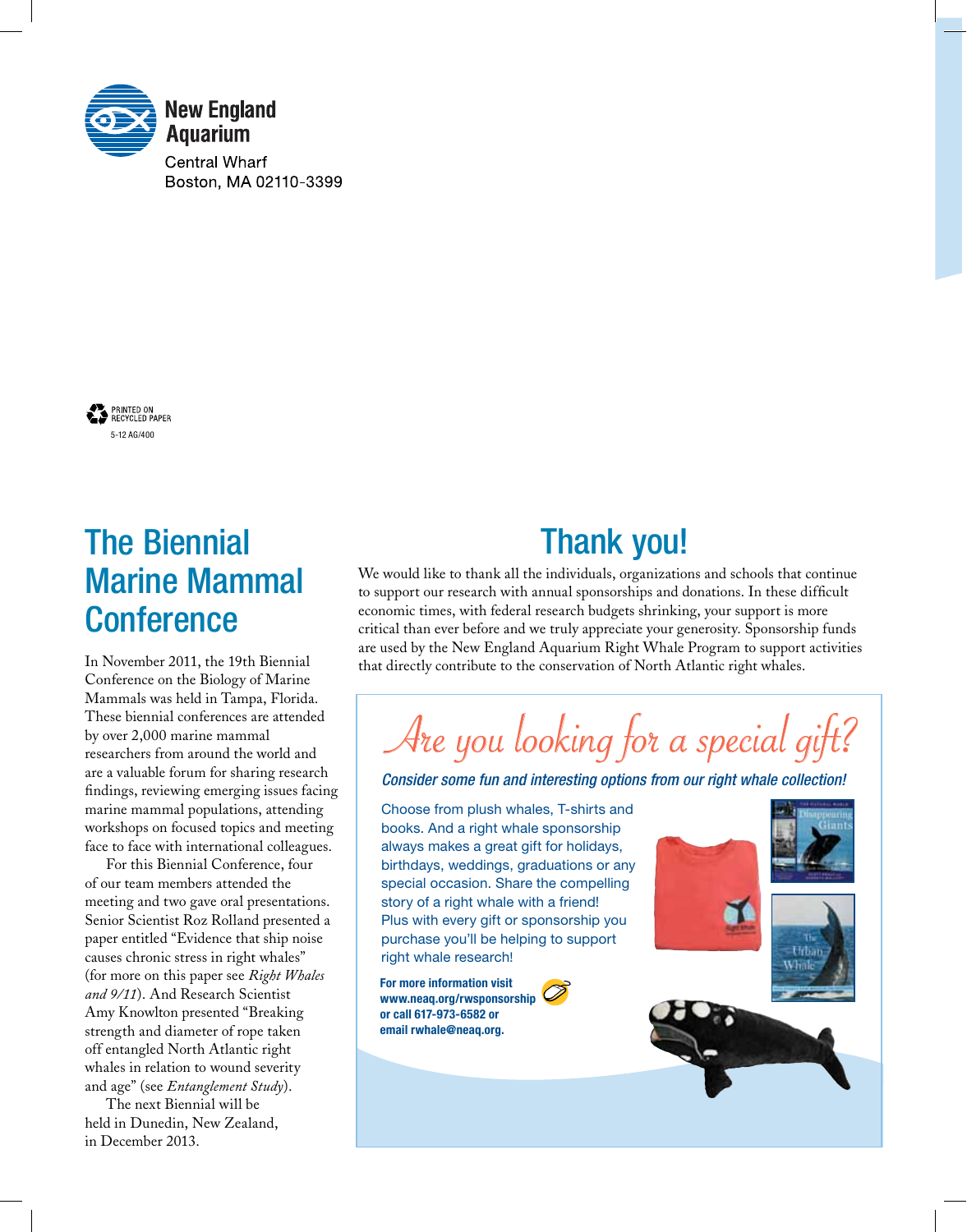**New England Aquarium**

Central Wharf
Boston, MA 02110-3399

PRINTED ON RECYCLED PAPER
5-12 AG/400

# The Biennial Marine Mammal Conference

In November 2011, the 19th Biennial Conference on the Biology of Marine Mammals was held in Tampa, Florida. These biennial conferences are attended by over 2,000 marine mammal researchers from around the world and are a valuable forum for sharing research findings, reviewing emerging issues facing marine mammal populations, attending workshops on focused topics and meeting face to face with international colleagues.

For this Biennial Conference, four of our team members attended the meeting and two gave oral presentations. Senior Scientist Roz Rolland presented a paper entitled "Evidence that ship noise causes chronic stress in right whales" (for more on this paper see *Right Whales and 9/11*). And Research Scientist Amy Knowlton presented "Breaking strength and diameter of rope taken off entangled North Atlantic right whales in relation to wound severity and age" (see *Entanglement Study*).

The next Biennial will be held in Dunedin, New Zealand, in December 2013.

# Thank you!

We would like to thank all the individuals, organizations and schools that continue to support our research with annual sponsorships and donations. In these difficult economic times, with federal research budgets shrinking, your support is more critical than ever before and we truly appreciate your generosity. Sponsorship funds are used by the New England Aquarium Right Whale Program to support activities that directly contribute to the conservation of North Atlantic right whales.

## Are you looking for a special gift?

***Consider some fun and interesting options from our right whale collection!***

Choose from plush whales, T-shirts and books. And a right whale sponsorship always makes a great gift for holidays, birthdays, weddings, graduations or any special occasion. Share the compelling story of a right whale with a friend! Plus with every gift or sponsorship you purchase you'll be helping to support right whale research!

**For more information visit www.neaq.org/rwsponsorship or call 617-973-6582 or email rwhale@neaq.org.**